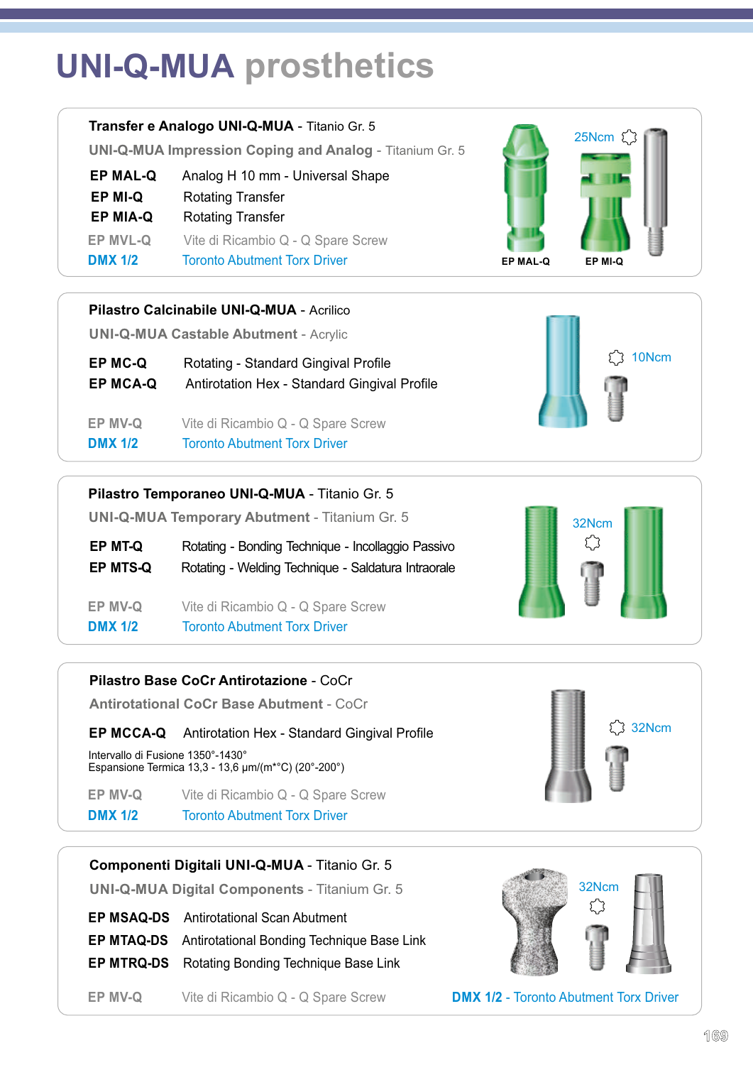# UNI-Q-MUA prosthetics

## Transfer e Analogo UNI-Q-MUA - Titanio Gr. 5

**UNI-Q-MUA Impression Coping and Analog** - Titanium Gr. 5

| | |
|---|---|
| **EP MAL-Q** | Analog H 10 mm - Universal Shape |
| **EP MI-Q** | Rotating Transfer |
| **EP MIA-Q** | Rotating Transfer |
| EP MVL-Q | Vite di Ricambio Q - Q Spare Screw |
| **DMX 1/2** | Toronto Abutment Torx Driver |

25Ncm

EP MAL-Q    EP MI-Q

## Pilastro Calcinabile UNI-Q-MUA - Acrilico

**UNI-Q-MUA Castable Abutment** - Acrylic

| | |
|---|---|
| **EP MC-Q** | Rotating - Standard Gingival Profile |
| **EP MCA-Q** | Antirotation Hex - Standard Gingival Profile |
| EP MV-Q | Vite di Ricambio Q - Q Spare Screw |
| **DMX 1/2** | Toronto Abutment Torx Driver |

10Ncm

## Pilastro Temporaneo UNI-Q-MUA - Titanio Gr. 5

**UNI-Q-MUA Temporary Abutment** - Titanium Gr. 5

| | |
|---|---|
| **EP MT-Q** | Rotating - Bonding Technique - Incollaggio Passivo |
| **EP MTS-Q** | Rotating - Welding Technique - Saldatura Intraorale |
| EP MV-Q | Vite di Ricambio Q - Q Spare Screw |
| **DMX 1/2** | Toronto Abutment Torx Driver |

32Ncm

## Pilastro Base CoCr Antirotazione - CoCr

**Antirotational CoCr Base Abutment** - CoCr

| | |
|---|---|
| **EP MCCA-Q** | Antirotation Hex - Standard Gingival Profile |

Intervallo di Fusione 1350°-1430°
Espansione Termica 13,3 - 13,6 µm/(m*°C) (20°-200°)

| | |
|---|---|
| EP MV-Q | Vite di Ricambio Q - Q Spare Screw |
| **DMX 1/2** | Toronto Abutment Torx Driver |

32Ncm

## Componenti Digitali UNI-Q-MUA - Titanio Gr. 5

**UNI-Q-MUA Digital Components** - Titanium Gr. 5

| | |
|---|---|
| **EP MSAQ-DS** | Antirotational Scan Abutment |
| **EP MTAQ-DS** | Antirotational Bonding Technique Base Link |
| **EP MTRQ-DS** | Rotating Bonding Technique Base Link |
| EP MV-Q | Vite di Ricambio Q - Q Spare Screw |

**DMX 1/2** - Toronto Abutment Torx Driver

32Ncm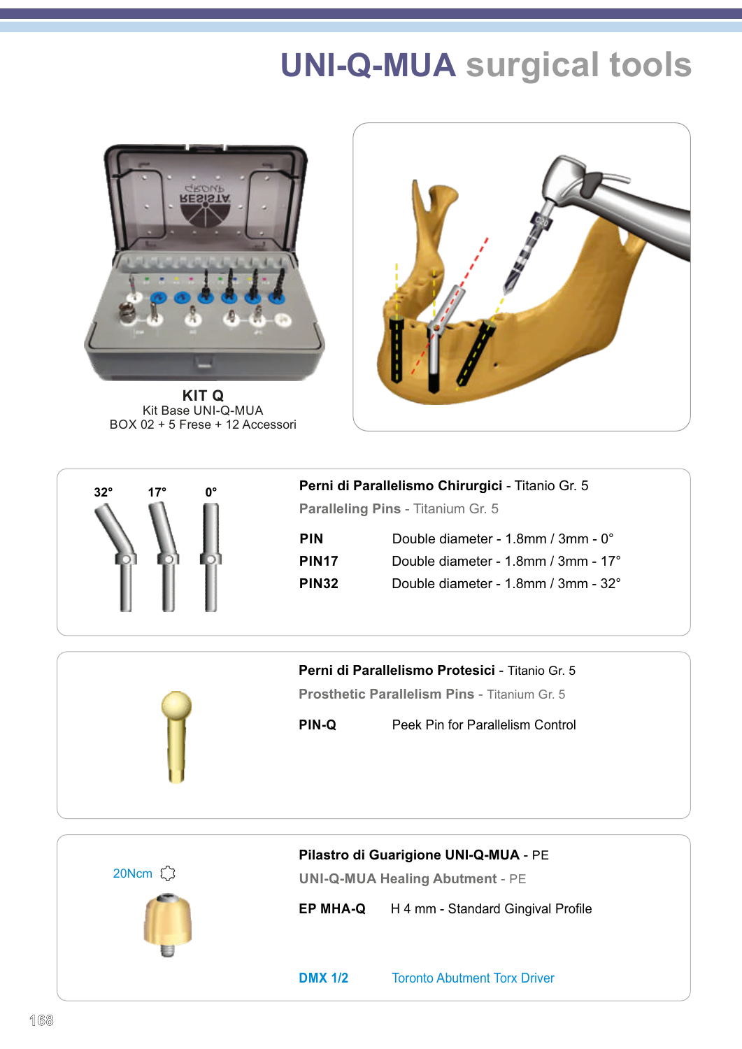# UNI-Q-MUA surgical tools

**KIT Q**
Kit Base UNI-Q-MUA
BOX 02 + 5 Frese + 12 Accessori

32° 17° 0°

**Perni di Parallelismo Chirurgici** - Titanio Gr. 5

**Paralleling Pins** - Titanium Gr. 5

| | |
|---|---|
| **PIN** | Double diameter - 1.8mm / 3mm - 0° |
| **PIN17** | Double diameter - 1.8mm / 3mm - 17° |
| **PIN32** | Double diameter - 1.8mm / 3mm - 32° |

**Perni di Parallelismo Protesici** - Titanio Gr. 5

**Prosthetic Parallelism Pins** - Titanium Gr. 5

| | |
|---|---|
| **PIN-Q** | Peek Pin for Parallelism Control |

20Ncm

**Pilastro di Guarigione UNI-Q-MUA** - PE

**UNI-Q-MUA Healing Abutment** - PE

| | |
|---|---|
| **EP MHA-Q** | H 4 mm - Standard Gingival Profile |
| **DMX 1/2** | Toronto Abutment Torx Driver |